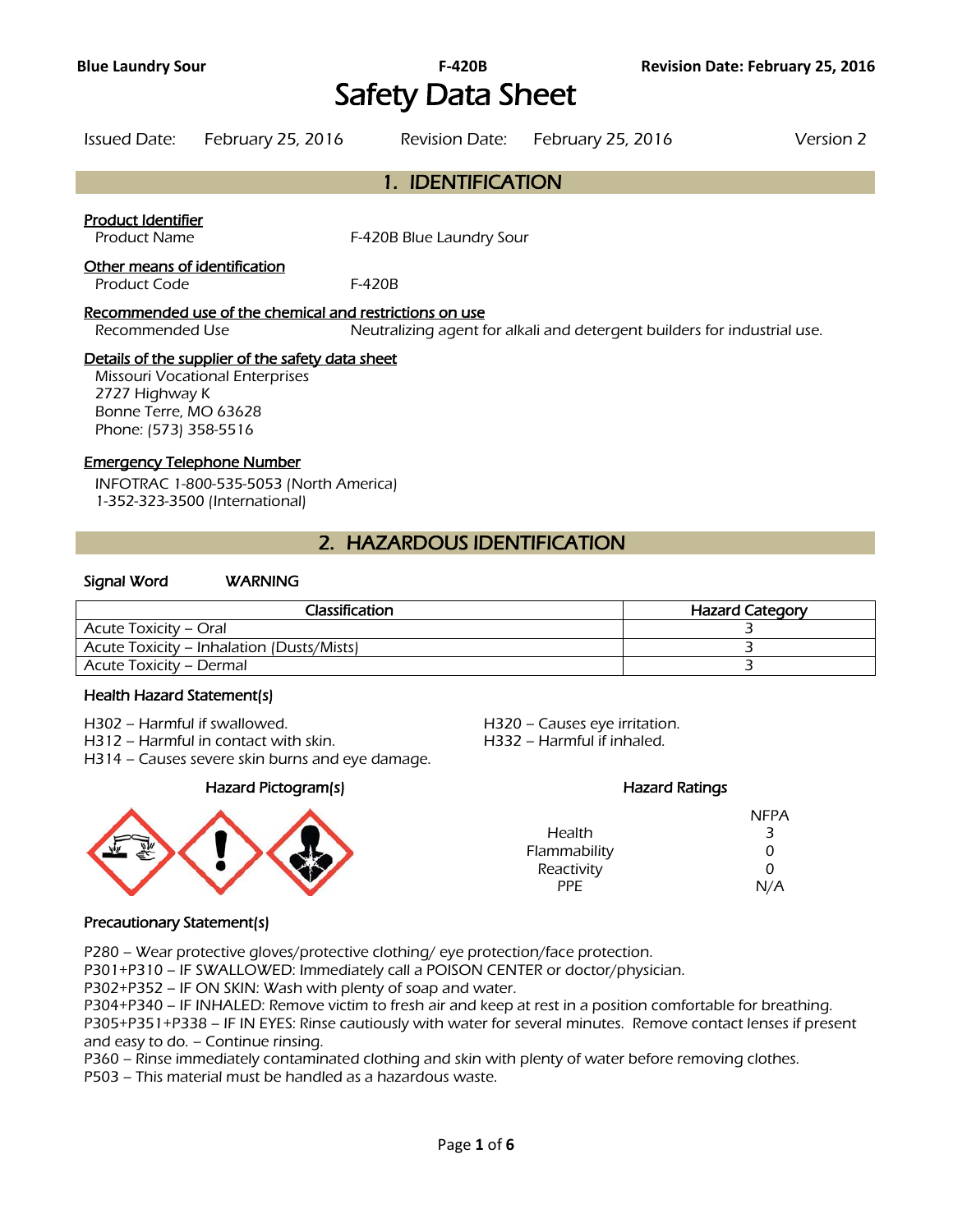# Safety Data Sheet

Issued Date: February 25, 2016 Revision Date: February 25, 2016 Version 2

## 1. IDENTIFICATION

**Product Identifier**

Product Name F-420B Blue Laundry Sour

**Other means of identification**

Product Code F-420B

**Recommended use of the chemical and restrictions on use**

Recommended Use Neutralizing agent for alkali and detergent builders for industrial use.

**Details of the supplier of the safety data sheet**

Missouri Vocational Enterprises
2727 Highway K
Bonne Terre, MO 63628
Phone: (573) 358-5516

**Emergency Telephone Number**

INFOTRAC 1-800-535-5053 (North America)
1-352-323-3500 (International)

## 2. HAZARDOUS IDENTIFICATION

**Signal Word** WARNING

| Classification | Hazard Category |
|---|---|
| Acute Toxicity – Oral | 3 |
| Acute Toxicity – Inhalation (Dusts/Mists) | 3 |
| Acute Toxicity – Dermal | 3 |

**Health Hazard Statement(s)**

H302 – Harmful if swallowed.
H312 – Harmful in contact with skin.
H314 – Causes severe skin burns and eye damage.
H320 – Causes eye irritation.
H332 – Harmful if inhaled.

**Hazard Pictogram(s)**

**Hazard Ratings**

| | NFPA |
|---|---|
| Health | 3 |
| Flammability | 0 |
| Reactivity | 0 |
| PPE | N/A |

**Precautionary Statement(s)**

P280 – Wear protective gloves/protective clothing/ eye protection/face protection.
P301+P310 – IF SWALLOWED: Immediately call a POISON CENTER or doctor/physician.
P302+P352 – IF ON SKIN: Wash with plenty of soap and water.
P304+P340 – IF INHALED: Remove victim to fresh air and keep at rest in a position comfortable for breathing.
P305+P351+P338 – IF IN EYES: Rinse cautiously with water for several minutes. Remove contact lenses if present and easy to do. – Continue rinsing.
P360 – Rinse immediately contaminated clothing and skin with plenty of water before removing clothes.
P503 – This material must be handled as a hazardous waste.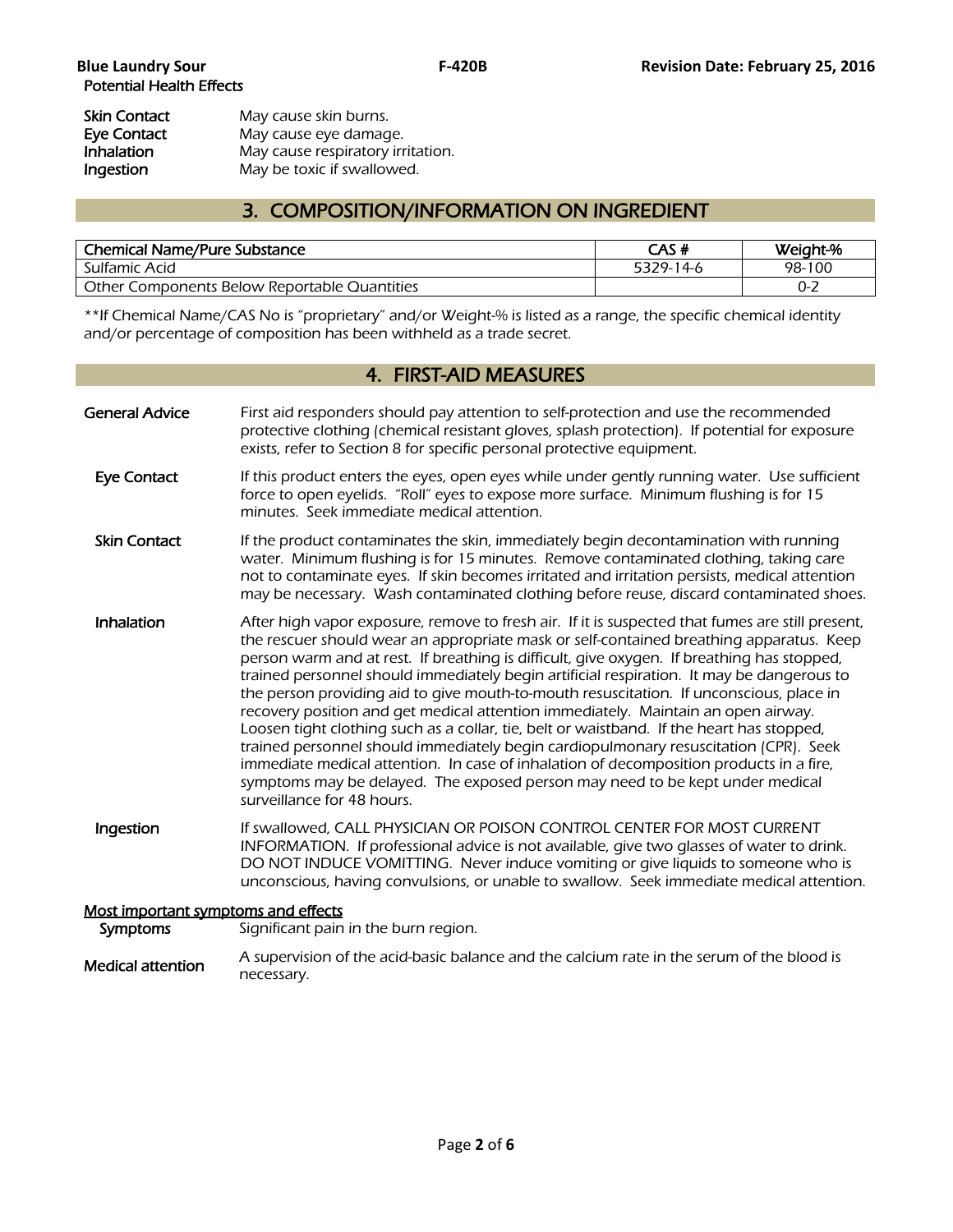### Potential Health Effects

| | |
|---|---|
| **Skin Contact** | May cause skin burns. |
| **Eye Contact** | May cause eye damage. |
| **Inhalation** | May cause respiratory irritation. |
| **Ingestion** | May be toxic if swallowed. |

## 3. COMPOSITION/INFORMATION ON INGREDIENT

| Chemical Name/Pure Substance | CAS # | Weight-% |
|---|---|---|
| Sulfamic Acid | 5329-14-6 | 98-100 |
| Other Components Below Reportable Quantities | | 0-2 |

**If Chemical Name/CAS No is "proprietary" and/or Weight-% is listed as a range, the specific chemical identity and/or percentage of composition has been withheld as a trade secret.

## 4. FIRST-AID MEASURES

**General Advice** First aid responders should pay attention to self-protection and use the recommended protective clothing (chemical resistant gloves, splash protection). If potential for exposure exists, refer to Section 8 for specific personal protective equipment.

**Eye Contact** If this product enters the eyes, open eyes while under gently running water. Use sufficient force to open eyelids. "Roll" eyes to expose more surface. Minimum flushing is for 15 minutes. Seek immediate medical attention.

**Skin Contact** If the product contaminates the skin, immediately begin decontamination with running water. Minimum flushing is for 15 minutes. Remove contaminated clothing, taking care not to contaminate eyes. If skin becomes irritated and irritation persists, medical attention may be necessary. Wash contaminated clothing before reuse, discard contaminated shoes.

**Inhalation** After high vapor exposure, remove to fresh air. If it is suspected that fumes are still present, the rescuer should wear an appropriate mask or self-contained breathing apparatus. Keep person warm and at rest. If breathing is difficult, give oxygen. If breathing has stopped, trained personnel should immediately begin artificial respiration. It may be dangerous to the person providing aid to give mouth-to-mouth resuscitation. If unconscious, place in recovery position and get medical attention immediately. Maintain an open airway. Loosen tight clothing such as a collar, tie, belt or waistband. If the heart has stopped, trained personnel should immediately begin cardiopulmonary resuscitation (CPR). Seek immediate medical attention. In case of inhalation of decomposition products in a fire, symptoms may be delayed. The exposed person may need to be kept under medical surveillance for 48 hours.

**Ingestion** If swallowed, CALL PHYSICIAN OR POISON CONTROL CENTER FOR MOST CURRENT INFORMATION. If professional advice is not available, give two glasses of water to drink. DO NOT INDUCE VOMITTING. Never induce vomiting or give liquids to someone who is unconscious, having convulsions, or unable to swallow. Seek immediate medical attention.

<u>Most important symptoms and effects</u>

**Symptoms** Significant pain in the burn region.

**Medical attention** A supervision of the acid-basic balance and the calcium rate in the serum of the blood is necessary.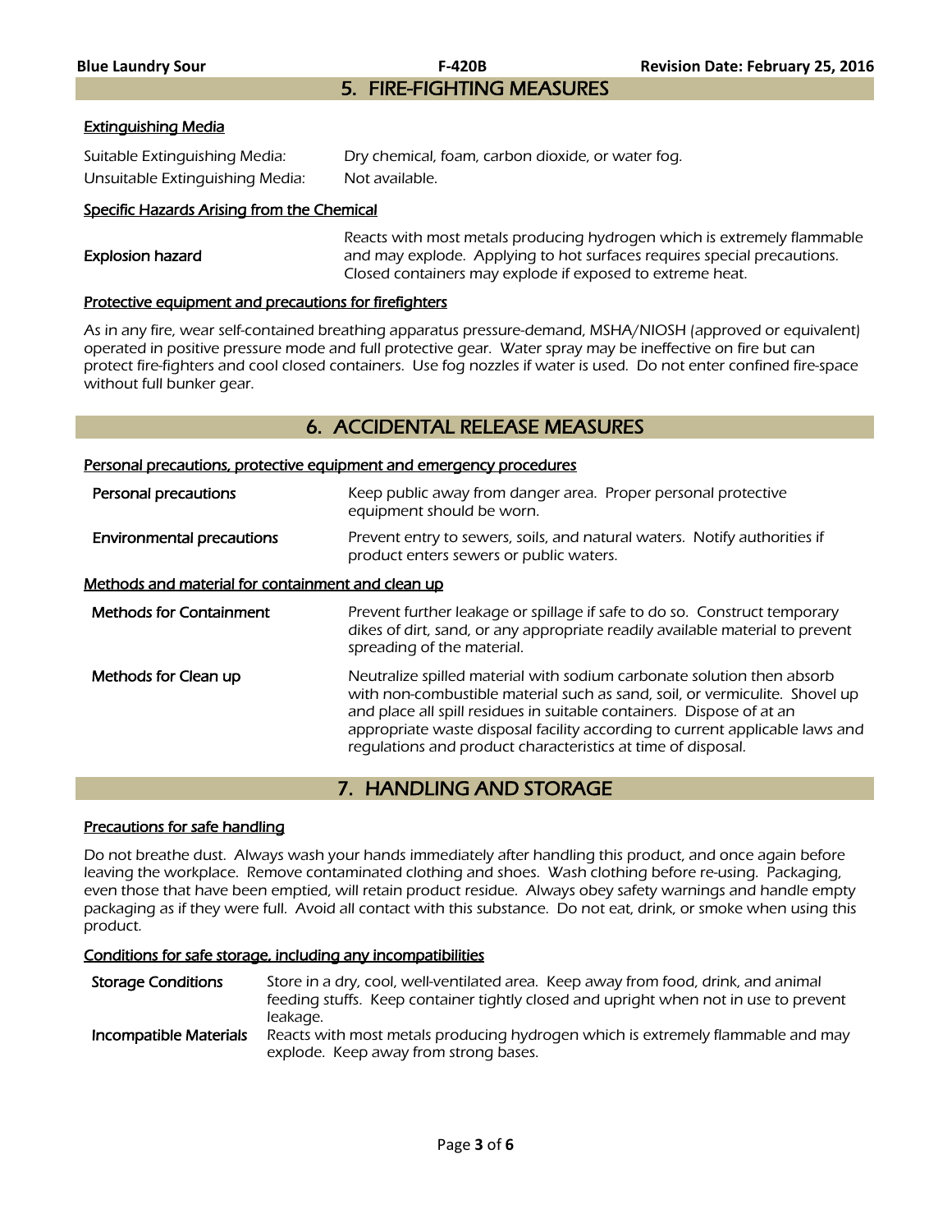## 5. FIRE-FIGHTING MEASURES

### Extinguishing Media

| | |
|---|---|
| Suitable Extinguishing Media: | Dry chemical, foam, carbon dioxide, or water fog. |
| Unsuitable Extinguishing Media: | Not available. |

### Specific Hazards Arising from the Chemical

| | |
|---|---|
| **Explosion hazard** | Reacts with most metals producing hydrogen which is extremely flammable and may explode. Applying to hot surfaces requires special precautions. Closed containers may explode if exposed to extreme heat. |

### Protective equipment and precautions for firefighters

*As in any fire, wear self-contained breathing apparatus pressure-demand, MSHA/NIOSH (approved or equivalent) operated in positive pressure mode and full protective gear. Water spray may be ineffective on fire but can protect fire-fighters and cool closed containers. Use fog nozzles if water is used. Do not enter confined fire-space without full bunker gear.*

## 6. ACCIDENTAL RELEASE MEASURES

### Personal precautions, protective equipment and emergency procedures

| | |
|---|---|
| **Personal precautions** | Keep public away from danger area. Proper personal protective equipment should be worn. |
| **Environmental precautions** | Prevent entry to sewers, soils, and natural waters. Notify authorities if product enters sewers or public waters. |

### Methods and material for containment and clean up

| | |
|---|---|
| **Methods for Containment** | Prevent further leakage or spillage if safe to do so. Construct temporary dikes of dirt, sand, or any appropriate readily available material to prevent spreading of the material. |
| **Methods for Clean up** | Neutralize spilled material with sodium carbonate solution then absorb with non-combustible material such as sand, soil, or vermiculite. Shovel up and place all spill residues in suitable containers. Dispose of at an appropriate waste disposal facility according to current applicable laws and regulations and product characteristics at time of disposal. |

## 7. HANDLING AND STORAGE

### Precautions for safe handling

Do not breathe dust. Always wash your hands immediately after handling this product, and once again before leaving the workplace. Remove contaminated clothing and shoes. Wash clothing before re-using. Packaging, even those that have been emptied, will retain product residue. Always obey safety warnings and handle empty packaging as if they were full. Avoid all contact with this substance. Do not eat, drink, or smoke when using this product.

### Conditions for safe storage, including any incompatibilities

| | |
|---|---|
| **Storage Conditions** | Store in a dry, cool, well-ventilated area. Keep away from food, drink, and animal feeding stuffs. Keep container tightly closed and upright when not in use to prevent leakage. |
| **Incompatible Materials** | Reacts with most metals producing hydrogen which is extremely flammable and may explode. Keep away from strong bases. |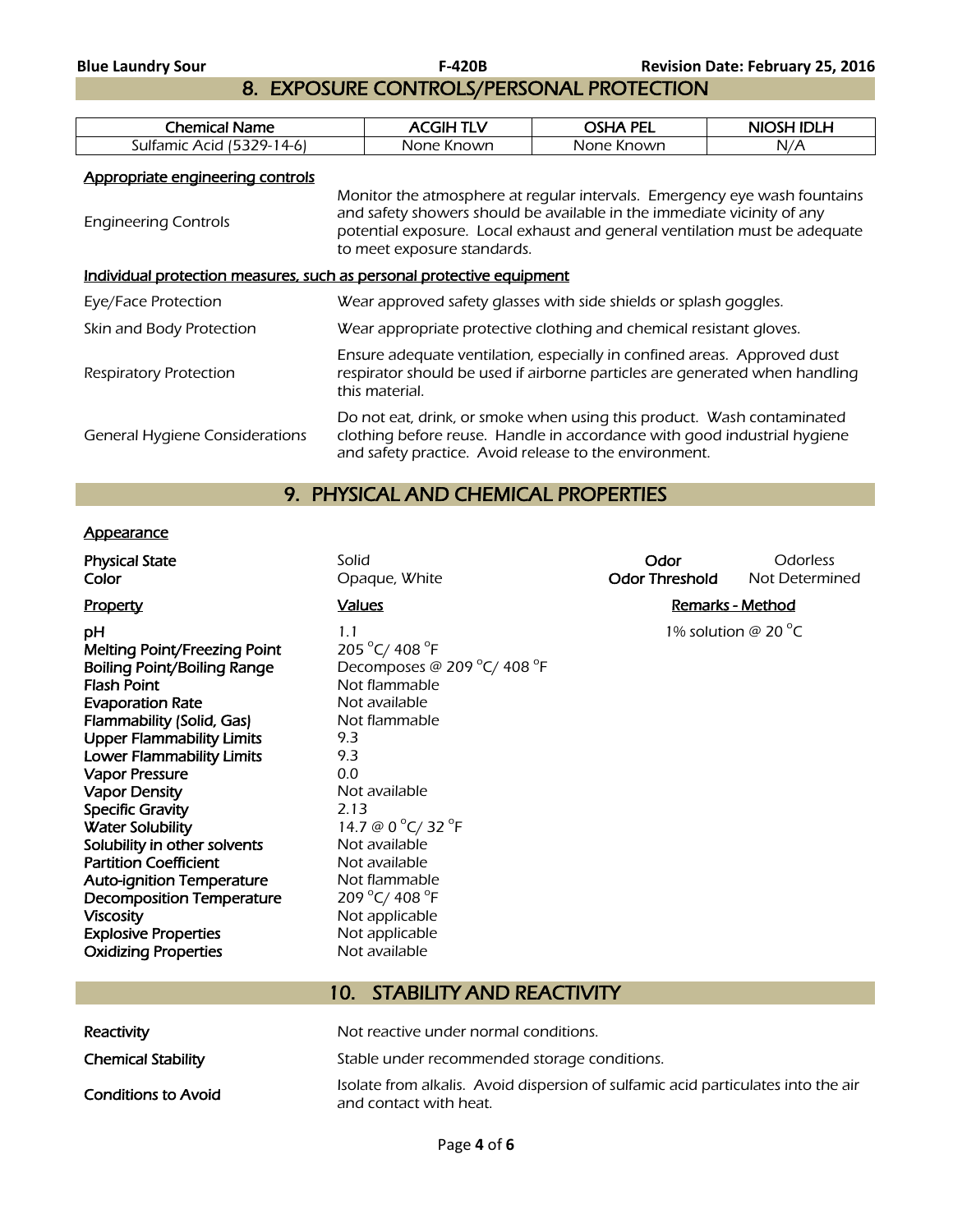## 8. EXPOSURE CONTROLS/PERSONAL PROTECTION

| Chemical Name | ACGIH TLV | OSHA PEL | NIOSH IDLH |
|---|---|---|---|
| Sulfamic Acid (5329-14-6) | None Known | None Known | N/A |

**Appropriate engineering controls**

| | |
|---|---|
| Engineering Controls | Monitor the atmosphere at regular intervals. Emergency eye wash fountains and safety showers should be available in the immediate vicinity of any potential exposure. Local exhaust and general ventilation must be adequate to meet exposure standards. |

**Individual protection measures, such as personal protective equipment**

| | |
|---|---|
| Eye/Face Protection | Wear approved safety glasses with side shields or splash goggles. |
| Skin and Body Protection | Wear appropriate protective clothing and chemical resistant gloves. |
| Respiratory Protection | Ensure adequate ventilation, especially in confined areas. Approved dust respirator should be used if airborne particles are generated when handling this material. |
| General Hygiene Considerations | Do not eat, drink, or smoke when using this product. Wash contaminated clothing before reuse. Handle in accordance with good industrial hygiene and safety practice. Avoid release to the environment. |

## 9. PHYSICAL AND CHEMICAL PROPERTIES

**Appearance**

| | | | |
|---|---|---|---|
| **Physical State** | Solid | **Odor** | Odorless |
| **Color** | Opaque, White | **Odor Threshold** | Not Determined |

| Property | Values | Remarks - Method |
|---|---|---|
| **pH** | 1.1 | 1% solution @ 20 °C |
| **Melting Point/Freezing Point** | 205 °C/ 408 °F | |
| **Boiling Point/Boiling Range** | Decomposes @ 209 °C/ 408 °F | |
| **Flash Point** | Not flammable | |
| **Evaporation Rate** | Not available | |
| **Flammability (Solid, Gas)** | Not flammable | |
| **Upper Flammability Limits** | 9.3 | |
| **Lower Flammability Limits** | 9.3 | |
| **Vapor Pressure** | 0.0 | |
| **Vapor Density** | Not available | |
| **Specific Gravity** | 2.13 | |
| **Water Solubility** | 14.7 @ 0 °C/ 32 °F | |
| **Solubility in other solvents** | Not available | |
| **Partition Coefficient** | Not available | |
| **Auto-ignition Temperature** | Not flammable | |
| **Decomposition Temperature** | 209 °C/ 408 °F | |
| **Viscosity** | Not applicable | |
| **Explosive Properties** | Not applicable | |
| **Oxidizing Properties** | Not available | |

## 10. STABILITY AND REACTIVITY

| | |
|---|---|
| **Reactivity** | Not reactive under normal conditions. |
| **Chemical Stability** | Stable under recommended storage conditions. |
| **Conditions to Avoid** | Isolate from alkalis. Avoid dispersion of sulfamic acid particulates into the air and contact with heat. |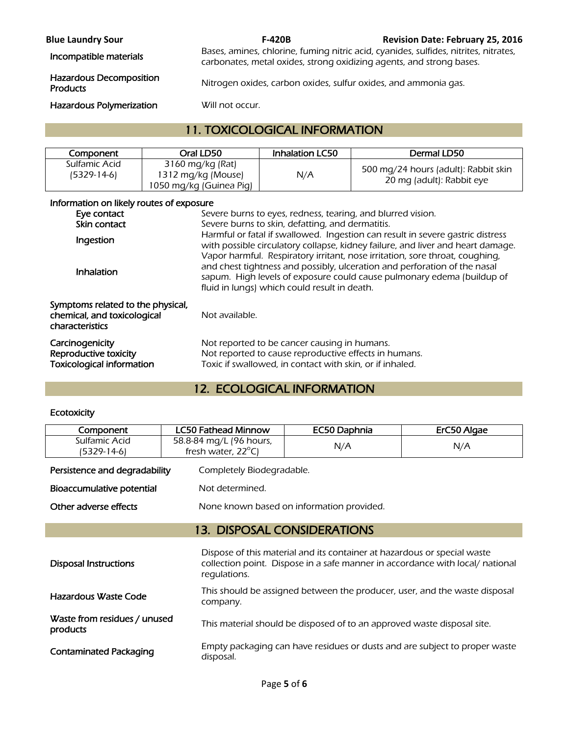| | |
|---|---|
| Incompatible materials | Bases, amines, chlorine, fuming nitric acid, cyanides, sulfides, nitrites, nitrates, carbonates, metal oxides, strong oxidizing agents, and strong bases. |
| Hazardous Decomposition Products | Nitrogen oxides, carbon oxides, sulfur oxides, and ammonia gas. |
| Hazardous Polymerization | Will not occur. |

## 11. TOXICOLOGICAL INFORMATION

| Component | Oral LD50 | Inhalation LC50 | Dermal LD50 |
|---|---|---|---|
| Sulfamic Acid (5329-14-6) | 3160 mg/kg (Rat) 1312 mg/kg (Mouse) 1050 mg/kg (Guinea Pig) | N/A | 500 mg/24 hours (adult): Rabbit skin 20 mg (adult): Rabbit eye |

**Information on likely routes of exposure**

| | |
|---|---|
| Eye contact | Severe burns to eyes, redness, tearing, and blurred vision. |
| Skin contact | Severe burns to skin, defatting, and dermatitis. |
| Ingestion | Harmful or fatal if swallowed. Ingestion can result in severe gastric distress with possible circulatory collapse, kidney failure, and liver and heart damage. |
| Inhalation | Vapor harmful. Respiratory irritant, nose irritation, sore throat, coughing, and chest tightness and possibly, ulceration and perforation of the nasal sapum. High levels of exposure could cause pulmonary edema (buildup of fluid in lungs) which could result in death. |

| | |
|---|---|
| Symptoms related to the physical, chemical, and toxicological characteristics | Not available. |
| Carcinogenicity | Not reported to be cancer causing in humans. |
| Reproductive toxicity | Not reported to cause reproductive effects in humans. |
| Toxicological information | Toxic if swallowed, in contact with skin, or if inhaled. |

## 12. ECOLOGICAL INFORMATION

**Ecotoxicity**

| Component | LC50 Fathead Minnow | EC50 Daphnia | ErC50 Algae |
|---|---|---|---|
| Sulfamic Acid (5329-14-6) | 58.8-84 mg/L (96 hours, fresh water, 22°C) | N/A | N/A |

| | |
|---|---|
| Persistence and degradability | Completely Biodegradable. |
| Bioaccumulative potential | Not determined. |
| Other adverse effects | None known based on information provided. |

## 13. DISPOSAL CONSIDERATIONS

| | |
|---|---|
| Disposal Instructions | Dispose of this material and its container at hazardous or special waste collection point. Dispose in a safe manner in accordance with local/ national regulations. |
| Hazardous Waste Code | This should be assigned between the producer, user, and the waste disposal company. |
| Waste from residues / unused products | This material should be disposed of to an approved waste disposal site. |
| Contaminated Packaging | Empty packaging can have residues or dusts and are subject to proper waste disposal. |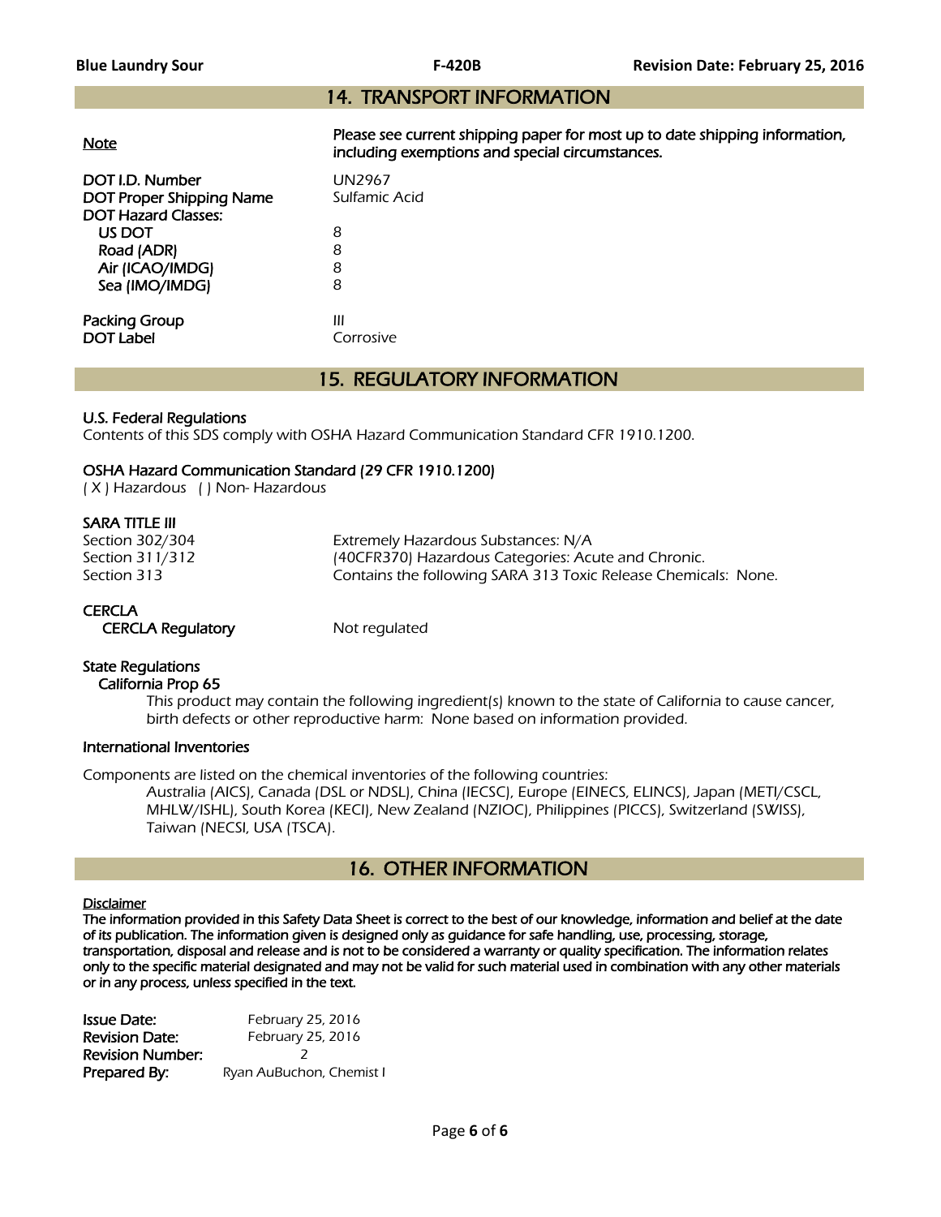## 14. TRANSPORT INFORMATION

| | |
|---|---|
| Note | **Please see current shipping paper for most up to date shipping information, including exemptions and special circumstances.** |
| **DOT I.D. Number** | UN2967 |
| **DOT Proper Shipping Name** | Sulfamic Acid |
| **DOT Hazard Classes:** | |
| **US DOT** | 8 |
| **Road (ADR)** | 8 |
| **Air (ICAO/IMDG)** | 8 |
| **Sea (IMO/IMDG)** | 8 |
| **Packing Group** | III |
| **DOT Label** | Corrosive |

## 15. REGULATORY INFORMATION

**U.S. Federal Regulations**

Contents of this SDS comply with OSHA Hazard Communication Standard CFR 1910.1200.

**OSHA Hazard Communication Standard (29 CFR 1910.1200)**

*( X ) Hazardous ( ) Non- Hazardous*

**SARA TITLE III**

| | |
|---|---|
| Section 302/304 | Extremely Hazardous Substances: N/A |
| Section 311/312 | (40CFR370) Hazardous Categories: Acute and Chronic. |
| Section 313 | Contains the following SARA 313 Toxic Release Chemicals: None. |

**CERCLA**

**CERCLA Regulatory** Not regulated

**State Regulations**

**California Prop 65**

This product may contain the following ingredient(s) known to the state of California to cause cancer, birth defects or other reproductive harm: None based on information provided.

**International Inventories**

Components are listed on the chemical inventories of the following countries:

Australia (AICS), Canada (DSL or NDSL), China (IECSC), Europe (EINECS, ELINCS), Japan (METI/CSCL, MHLW/ISHL), South Korea (KECI), New Zealand (NZIOC), Philippines (PICCS), Switzerland (SWISS), Taiwan (NECSI, USA (TSCA).

## 16. OTHER INFORMATION

Disclaimer

**The information provided in this Safety Data Sheet is correct to the best of our knowledge, information and belief at the date of its publication. The information given is designed only as guidance for safe handling, use, processing, storage, transportation, disposal and release and is not to be considered a warranty or quality specification. The information relates only to the specific material designated and may not be valid for such material used in combination with any other materials or in any process, unless specified in the text.**

| | |
|---|---|
| **Issue Date:** | February 25, 2016 |
| **Revision Date:** | February 25, 2016 |
| **Revision Number:** | 2 |
| **Prepared By:** | Ryan AuBuchon, Chemist I |